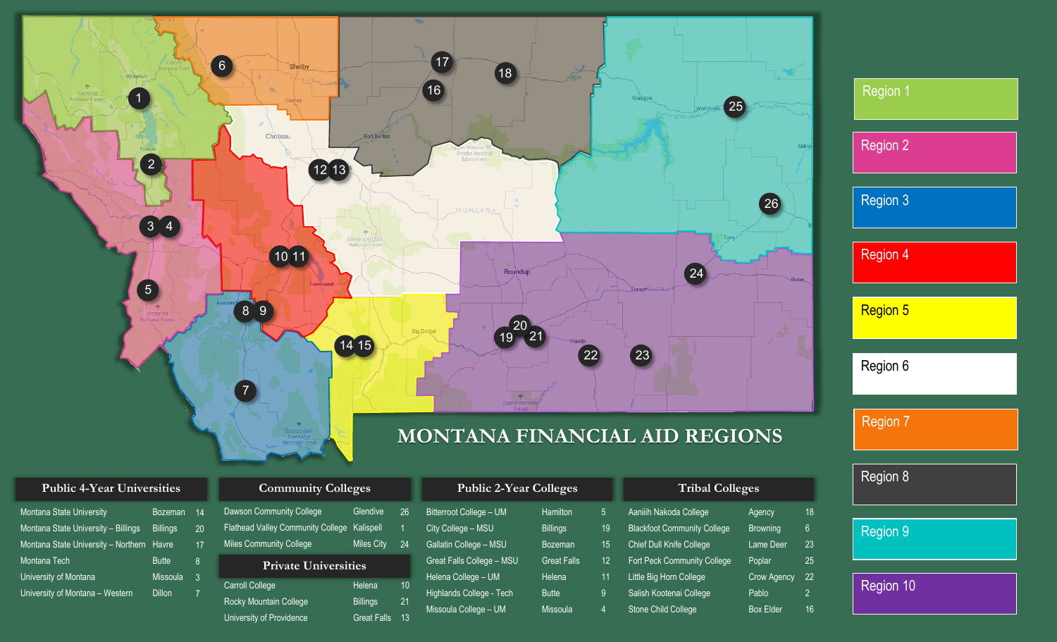# MONTANA FINANCIAL AID REGIONS

- Region 1
- Region 2
- Region 3
- Region 4
- Region 5
- Region 6
- Region 7
- Region 8
- Region 9
- Region 10

## Public 4-Year Universities

| Institution | City | # |
|---|---|---|
| Montana State University | Bozeman | 14 |
| Montana State University – Billings | Billings | 20 |
| Montana State University – Northern | Havre | 17 |
| Montana Tech | Butte | 8 |
| University of Montana | Missoula | 3 |
| University of Montana – Western | Dillon | 7 |

## Community Colleges

| Institution | City | # |
|---|---|---|
| Dawson Community College | Glendive | 26 |
| Flathead Valley Community College | Kalispell | 1 |
| Miles Community College | Miles City | 24 |

## Private Universities

| Institution | City | # |
|---|---|---|
| Carroll College | Helena | 10 |
| Rocky Mountain College | Billings | 21 |
| University of Providence | Great Falls | 13 |

## Public 2-Year Colleges

| Institution | City | # |
|---|---|---|
| Bitterroot College – UM | Hamilton | 5 |
| City College – MSU | Billings | 19 |
| Gallatin College – MSU | Bozeman | 15 |
| Great Falls College – MSU | Great Falls | 12 |
| Helena College – UM | Helena | 11 |
| Highlands College - Tech | Butte | 9 |
| Missoula College – UM | Missoula | 4 |

## Tribal Colleges

| Institution | City | # |
|---|---|---|
| Aaniiih Nakoda College | Agency | 18 |
| Blackfoot Community College | Browning | 6 |
| Chief Dull Knife College | Lame Deer | 23 |
| Fort Peck Community College | Poplar | 25 |
| Little Big Horn College | Crow Agency | 22 |
| Salish Kootenai College | Pablo | 2 |
| Stone Child College | Box Elder | 16 |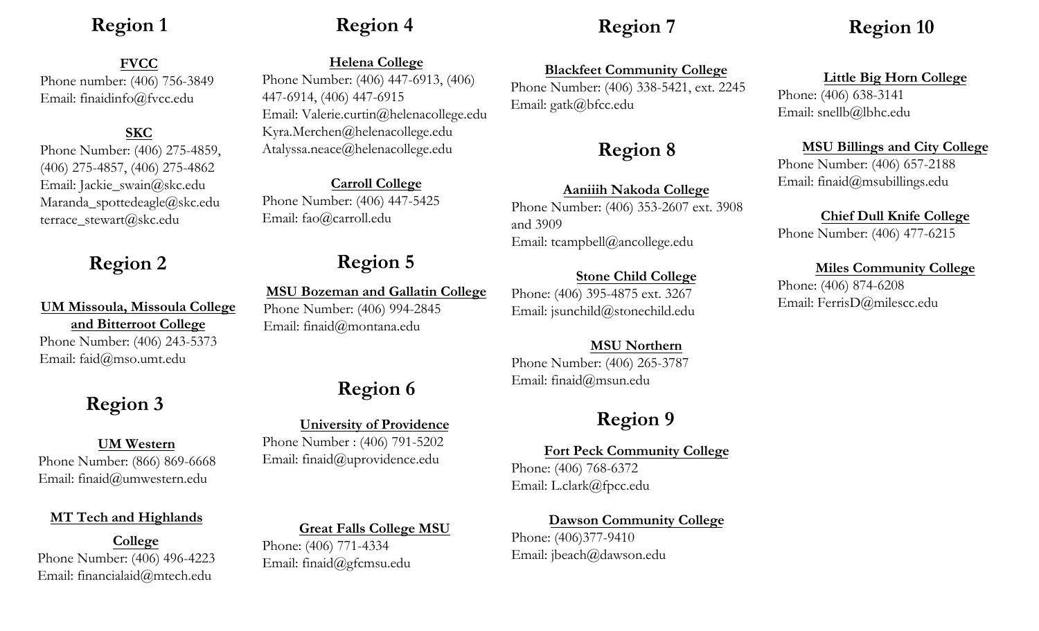## Region 1

**FVCC**
Phone number: (406) 756-3849
Email: finaidinfo@fvcc.edu

**SKC**
Phone Number: (406) 275-4859, (406) 275-4857, (406) 275-4862
Email: Jackie_swain@skc.edu
Maranda_spottedeagle@skc.edu
terrace_stewart@skc.edu

## Region 2

**UM Missoula, Missoula College and Bitterroot College**
Phone Number: (406) 243-5373
Email: faid@mso.umt.edu

## Region 3

**UM Western**
Phone Number: (866) 869-6668
Email: finaid@umwestern.edu

**MT Tech and Highlands College**
Phone Number: (406) 496-4223
Email: financialaid@mtech.edu

## Region 4

**Helena College**
Phone Number: (406) 447-6913, (406) 447-6914, (406) 447-6915
Email: Valerie.curtin@helenacollege.edu
Kyra.Merchen@helenacollege.edu
Atalyssa.neace@helenacollege.edu

**Carroll College**
Phone Number: (406) 447-5425
Email: fao@carroll.edu

## Region 5

**MSU Bozeman and Gallatin College**
Phone Number: (406) 994-2845
Email: finaid@montana.edu

## Region 6

**University of Providence**
Phone Number : (406) 791-5202
Email: finaid@uprovidence.edu

**Great Falls College MSU**
Phone: (406) 771-4334
Email: finaid@gfcmsu.edu

## Region 7

**Blackfeet Community College**
Phone Number: (406) 338-5421, ext. 2245
Email: gatk@bfcc.edu

## Region 8

**Aaniiih Nakoda College**
Phone Number: (406) 353-2607 ext. 3908 and 3909
Email: tcampbell@ancollege.edu

**Stone Child College**
Phone: (406) 395-4875 ext. 3267
Email: jsunchild@stonechild.edu

**MSU Northern**
Phone Number: (406) 265-3787
Email: finaid@msun.edu

## Region 9

**Fort Peck Community College**
Phone: (406) 768-6372
Email: L.clark@fpcc.edu

**Dawson Community College**
Phone: (406)377-9410
Email: jbeach@dawson.edu

## Region 10

**Little Big Horn College**
Phone: (406) 638-3141
Email: snellb@lbhc.edu

**MSU Billings and City College**
Phone Number: (406) 657-2188
Email: finaid@msubillings.edu

**Chief Dull Knife College**
Phone Number: (406) 477-6215

**Miles Community College**
Phone: (406) 874-6208
Email: FerrisD@milescc.edu